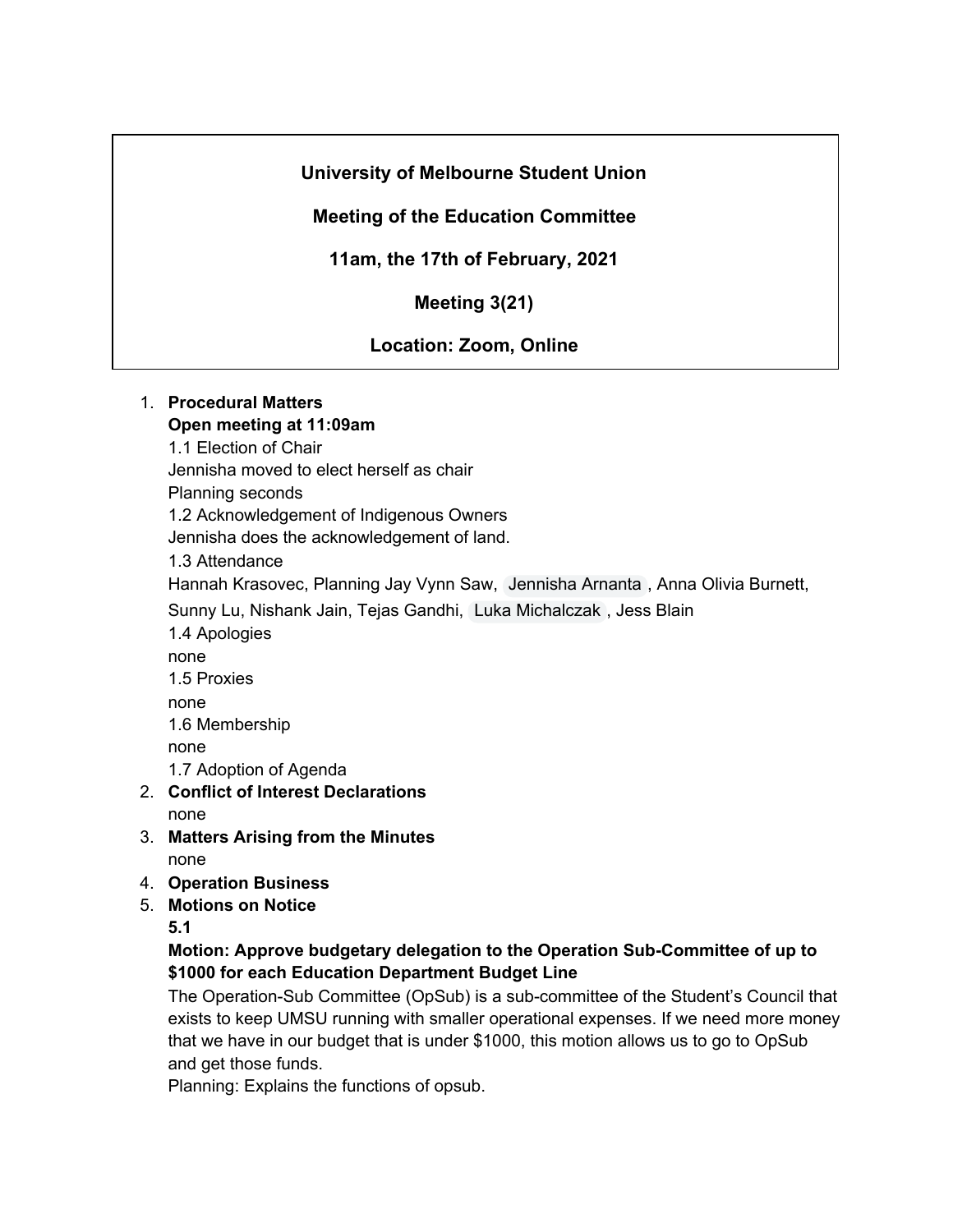**University of Melbourne Student Union**

**Meeting of the Education Committee**

**11am, the 17th of February, 2021**

**Meeting 3(21)**

**Location: Zoom, Online**

1. **Procedural Matters**
   **Open meeting at 11:09am**
   1.1 Election of Chair
   Jennisha moved to elect herself as chair
   Planning seconds
   1.2 Acknowledgement of Indigenous Owners
   Jennisha does the acknowledgement of land.
   1.3 Attendance
   Hannah Krasovec, Planning Jay Vynn Saw, Jennisha Arnanta, Anna Olivia Burnett, Sunny Lu, Nishank Jain, Tejas Gandhi, Luka Michalczak, Jess Blain
   1.4 Apologies
   none
   1.5 Proxies
   none
   1.6 Membership
   none
   1.7 Adoption of Agenda
2. **Conflict of Interest Declarations**
   none
3. **Matters Arising from the Minutes**
   none
4. **Operation Business**
5. **Motions on Notice**
   **5.1**
   **Motion: Approve budgetary delegation to the Operation Sub-Committee of up to $1000 for each Education Department Budget Line**
   The Operation-Sub Committee (OpSub) is a sub-committee of the Student's Council that exists to keep UMSU running with smaller operational expenses. If we need more money that we have in our budget that is under $1000, this motion allows us to go to OpSub and get those funds.
   Planning: Explains the functions of opsub.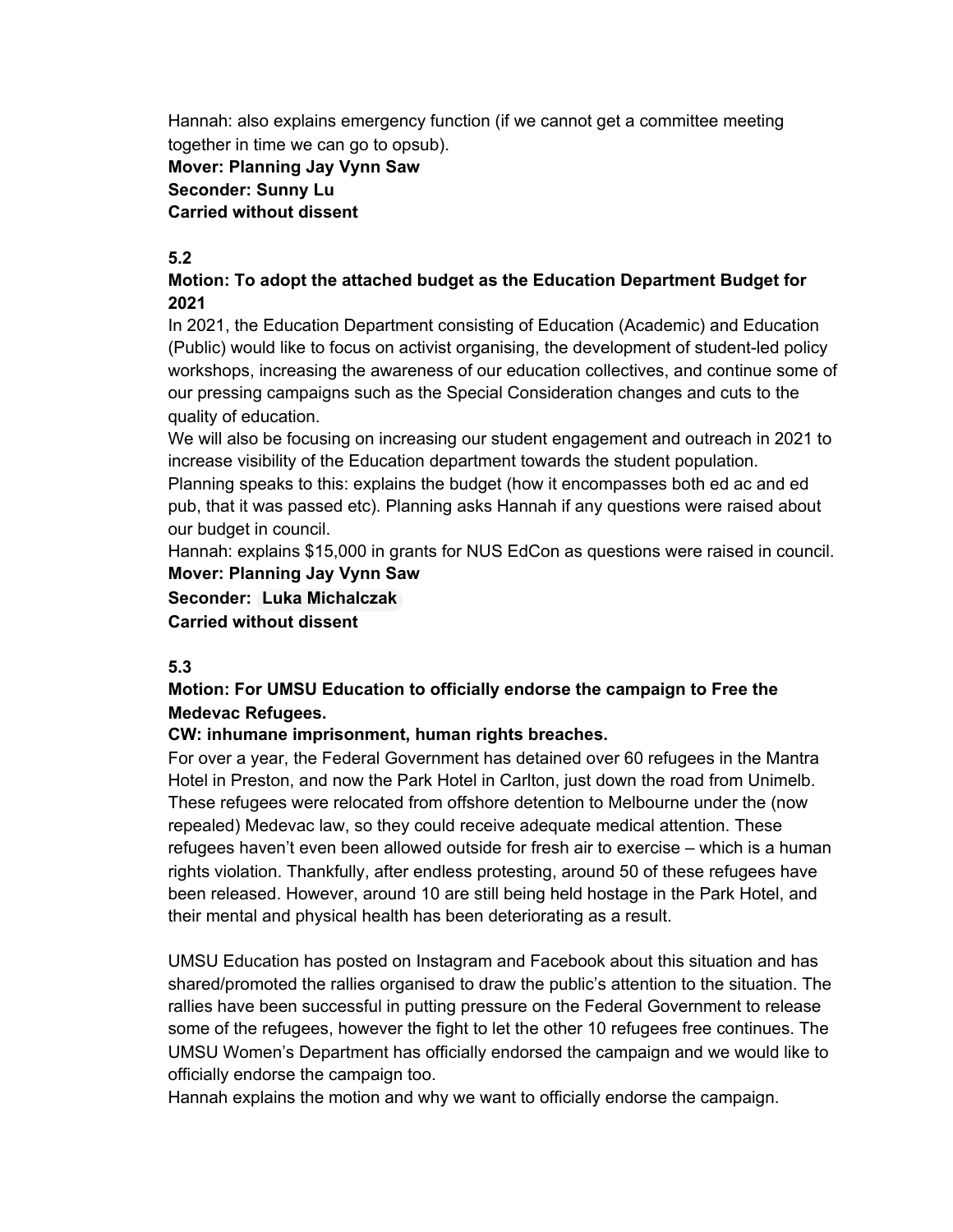Hannah: also explains emergency function (if we cannot get a committee meeting together in time we can go to opsub).

**Mover: Planning Jay Vynn Saw**
**Seconder: Sunny Lu**
**Carried without dissent**

**5.2**

**Motion: To adopt the attached budget as the Education Department Budget for 2021**

In 2021, the Education Department consisting of Education (Academic) and Education (Public) would like to focus on activist organising, the development of student-led policy workshops, increasing the awareness of our education collectives, and continue some of our pressing campaigns such as the Special Consideration changes and cuts to the quality of education.

We will also be focusing on increasing our student engagement and outreach in 2021 to increase visibility of the Education department towards the student population.

Planning speaks to this: explains the budget (how it encompasses both ed ac and ed pub, that it was passed etc). Planning asks Hannah if any questions were raised about our budget in council.

Hannah: explains $15,000 in grants for NUS EdCon as questions were raised in council.

**Mover: Planning Jay Vynn Saw**
**Seconder: Luka Michalczak**
**Carried without dissent**

**5.3**

**Motion: For UMSU Education to officially endorse the campaign to Free the Medevac Refugees.**

**CW: inhumane imprisonment, human rights breaches.**

For over a year, the Federal Government has detained over 60 refugees in the Mantra Hotel in Preston, and now the Park Hotel in Carlton, just down the road from Unimelb. These refugees were relocated from offshore detention to Melbourne under the (now repealed) Medevac law, so they could receive adequate medical attention. These refugees haven't even been allowed outside for fresh air to exercise – which is a human rights violation. Thankfully, after endless protesting, around 50 of these refugees have been released. However, around 10 are still being held hostage in the Park Hotel, and their mental and physical health has been deteriorating as a result.

UMSU Education has posted on Instagram and Facebook about this situation and has shared/promoted the rallies organised to draw the public's attention to the situation. The rallies have been successful in putting pressure on the Federal Government to release some of the refugees, however the fight to let the other 10 refugees free continues. The UMSU Women's Department has officially endorsed the campaign and we would like to officially endorse the campaign too.

Hannah explains the motion and why we want to officially endorse the campaign.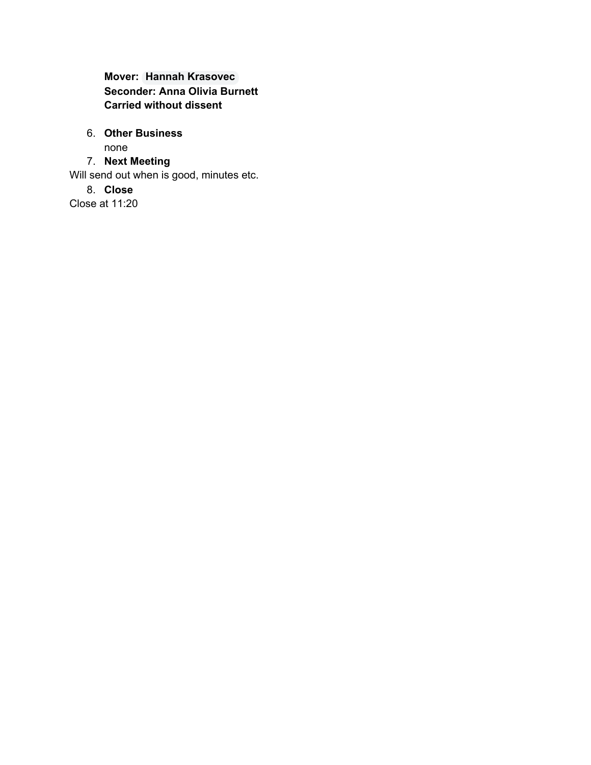**Mover: Hannah Krasovec**
**Seconder: Anna Olivia Burnett**
**Carried without dissent**

6. **Other Business**
   none
7. **Next Meeting**

Will send out when is good, minutes etc.

8. **Close**

Close at 11:20